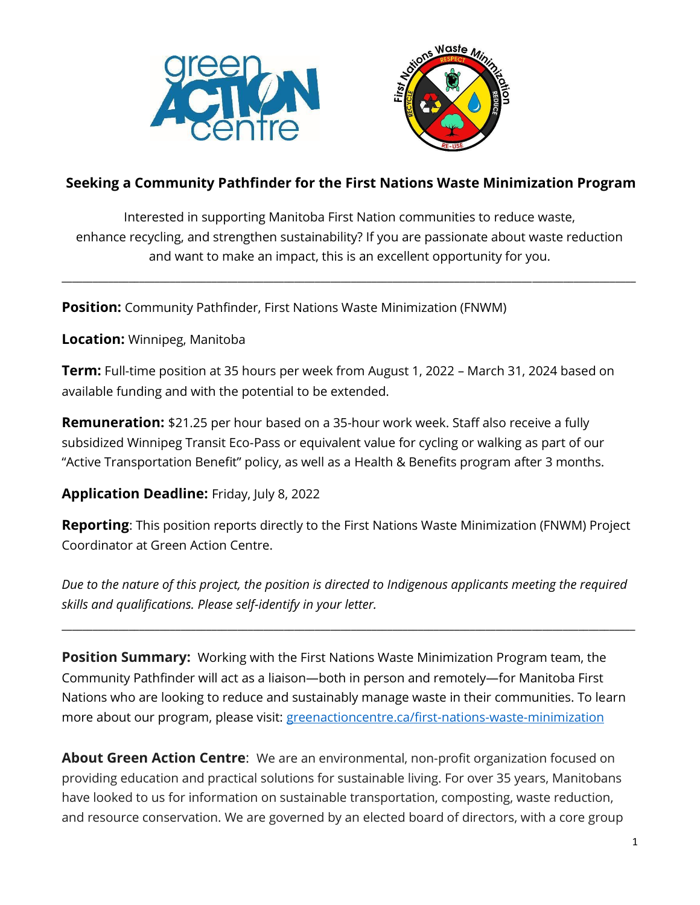## Seeking a Community Pathfinder for the First Nations Waste Minimization Program

Interested in supporting Manitoba First Nation communities to reduce waste, enhance recycling, and strengthen sustainability? If you are passionate about waste reduction and want to make an impact, this is an excellent opportunity for you.

---

**Position:** Community Pathfinder, First Nations Waste Minimization (FNWM)

**Location:** Winnipeg, Manitoba

**Term:** Full-time position at 35 hours per week from August 1, 2022 – March 31, 2024 based on available funding and with the potential to be extended.

**Remuneration:** $21.25 per hour based on a 35-hour work week. Staff also receive a fully subsidized Winnipeg Transit Eco-Pass or equivalent value for cycling or walking as part of our "Active Transportation Benefit" policy, as well as a Health & Benefits program after 3 months.

**Application Deadline:** Friday, July 8, 2022

**Reporting**: This position reports directly to the First Nations Waste Minimization (FNWM) Project Coordinator at Green Action Centre.

*Due to the nature of this project, the position is directed to Indigenous applicants meeting the required skills and qualifications. Please self-identify in your letter.*

---

**Position Summary:** Working with the First Nations Waste Minimization Program team, the Community Pathfinder will act as a liaison—both in person and remotely—for Manitoba First Nations who are looking to reduce and sustainably manage waste in their communities. To learn more about our program, please visit: [greenactioncentre.ca/first-nations-waste-minimization](greenactioncentre.ca/first-nations-waste-minimization)

**About Green Action Centre**: We are an environmental, non-profit organization focused on providing education and practical solutions for sustainable living. For over 35 years, Manitobans have looked to us for information on sustainable transportation, composting, waste reduction, and resource conservation. We are governed by an elected board of directors, with a core group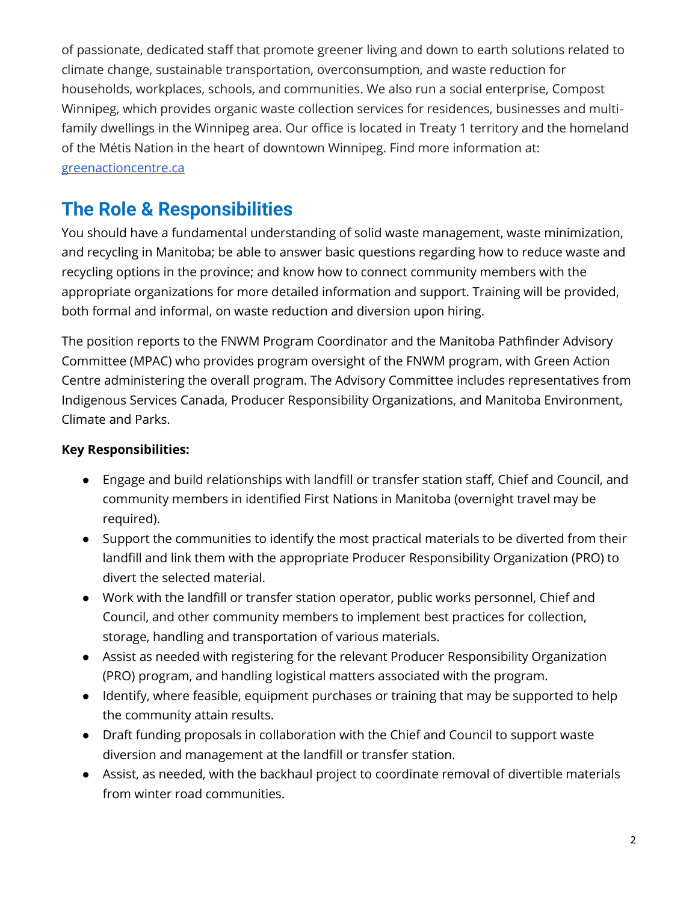of passionate, dedicated staff that promote greener living and down to earth solutions related to climate change, sustainable transportation, overconsumption, and waste reduction for households, workplaces, schools, and communities. We also run a social enterprise, Compost Winnipeg, which provides organic waste collection services for residences, businesses and multi-family dwellings in the Winnipeg area. Our office is located in Treaty 1 territory and the homeland of the Métis Nation in the heart of downtown Winnipeg. Find more information at: [greenactioncentre.ca](greenactioncentre.ca)

## The Role & Responsibilities

You should have a fundamental understanding of solid waste management, waste minimization, and recycling in Manitoba; be able to answer basic questions regarding how to reduce waste and recycling options in the province; and know how to connect community members with the appropriate organizations for more detailed information and support. Training will be provided, both formal and informal, on waste reduction and diversion upon hiring.

The position reports to the FNWM Program Coordinator and the Manitoba Pathfinder Advisory Committee (MPAC) who provides program oversight of the FNWM program, with Green Action Centre administering the overall program. The Advisory Committee includes representatives from Indigenous Services Canada, Producer Responsibility Organizations, and Manitoba Environment, Climate and Parks.

**Key Responsibilities:**

- Engage and build relationships with landfill or transfer station staff, Chief and Council, and community members in identified First Nations in Manitoba (overnight travel may be required).
- Support the communities to identify the most practical materials to be diverted from their landfill and link them with the appropriate Producer Responsibility Organization (PRO) to divert the selected material.
- Work with the landfill or transfer station operator, public works personnel, Chief and Council, and other community members to implement best practices for collection, storage, handling and transportation of various materials.
- Assist as needed with registering for the relevant Producer Responsibility Organization (PRO) program, and handling logistical matters associated with the program.
- Identify, where feasible, equipment purchases or training that may be supported to help the community attain results.
- Draft funding proposals in collaboration with the Chief and Council to support waste diversion and management at the landfill or transfer station.
- Assist, as needed, with the backhaul project to coordinate removal of divertible materials from winter road communities.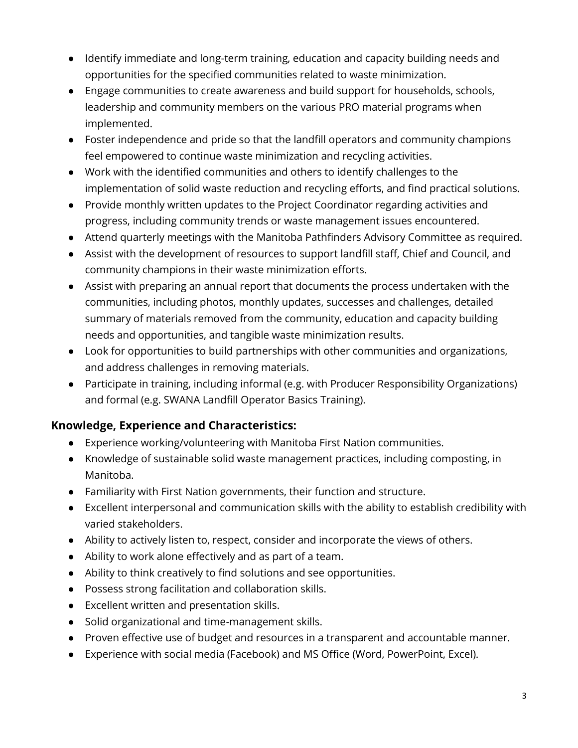- Identify immediate and long-term training, education and capacity building needs and opportunities for the specified communities related to waste minimization.
- Engage communities to create awareness and build support for households, schools, leadership and community members on the various PRO material programs when implemented.
- Foster independence and pride so that the landfill operators and community champions feel empowered to continue waste minimization and recycling activities.
- Work with the identified communities and others to identify challenges to the implementation of solid waste reduction and recycling efforts, and find practical solutions.
- Provide monthly written updates to the Project Coordinator regarding activities and progress, including community trends or waste management issues encountered.
- Attend quarterly meetings with the Manitoba Pathfinders Advisory Committee as required.
- Assist with the development of resources to support landfill staff, Chief and Council, and community champions in their waste minimization efforts.
- Assist with preparing an annual report that documents the process undertaken with the communities, including photos, monthly updates, successes and challenges, detailed summary of materials removed from the community, education and capacity building needs and opportunities, and tangible waste minimization results.
- Look for opportunities to build partnerships with other communities and organizations, and address challenges in removing materials.
- Participate in training, including informal (e.g. with Producer Responsibility Organizations) and formal (e.g. SWANA Landfill Operator Basics Training).

## Knowledge, Experience and Characteristics:

- Experience working/volunteering with Manitoba First Nation communities.
- Knowledge of sustainable solid waste management practices, including composting, in Manitoba.
- Familiarity with First Nation governments, their function and structure.
- Excellent interpersonal and communication skills with the ability to establish credibility with varied stakeholders.
- Ability to actively listen to, respect, consider and incorporate the views of others.
- Ability to work alone effectively and as part of a team.
- Ability to think creatively to find solutions and see opportunities.
- Possess strong facilitation and collaboration skills.
- Excellent written and presentation skills.
- Solid organizational and time-management skills.
- Proven effective use of budget and resources in a transparent and accountable manner.
- Experience with social media (Facebook) and MS Office (Word, PowerPoint, Excel).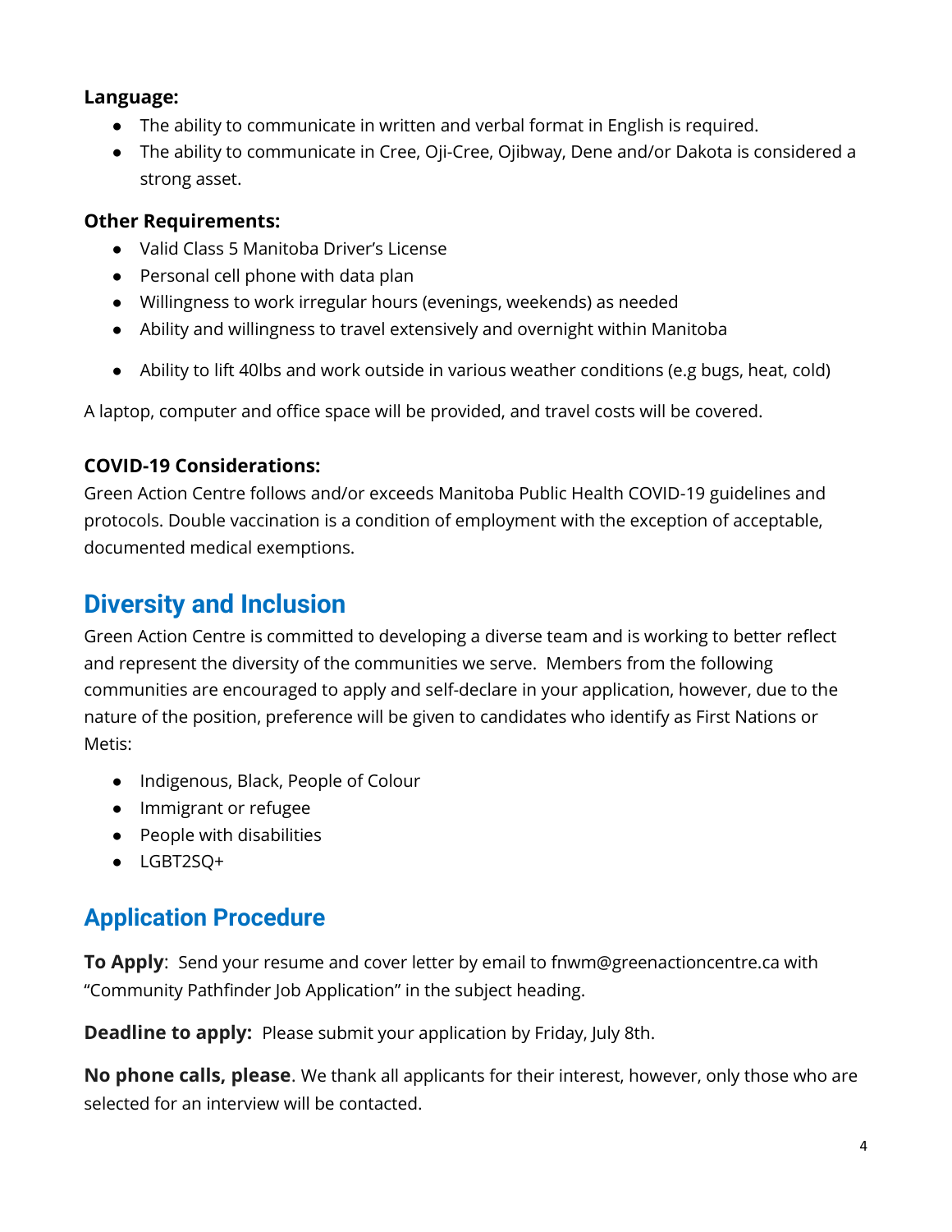**Language:**

- The ability to communicate in written and verbal format in English is required.
- The ability to communicate in Cree, Oji-Cree, Ojibway, Dene and/or Dakota is considered a strong asset.

**Other Requirements:**

- Valid Class 5 Manitoba Driver's License
- Personal cell phone with data plan
- Willingness to work irregular hours (evenings, weekends) as needed
- Ability and willingness to travel extensively and overnight within Manitoba
- Ability to lift 40lbs and work outside in various weather conditions (e.g bugs, heat, cold)

A laptop, computer and office space will be provided, and travel costs will be covered.

**COVID-19 Considerations:**

Green Action Centre follows and/or exceeds Manitoba Public Health COVID-19 guidelines and protocols. Double vaccination is a condition of employment with the exception of acceptable, documented medical exemptions.

## Diversity and Inclusion

Green Action Centre is committed to developing a diverse team and is working to better reflect and represent the diversity of the communities we serve. Members from the following communities are encouraged to apply and self-declare in your application, however, due to the nature of the position, preference will be given to candidates who identify as First Nations or Metis:

- Indigenous, Black, People of Colour
- Immigrant or refugee
- People with disabilities
- LGBT2SQ+

## Application Procedure

**To Apply**: Send your resume and cover letter by email to fnwm@greenactioncentre.ca with "Community Pathfinder Job Application" in the subject heading.

**Deadline to apply:** Please submit your application by Friday, July 8th.

**No phone calls, please**. We thank all applicants for their interest, however, only those who are selected for an interview will be contacted.